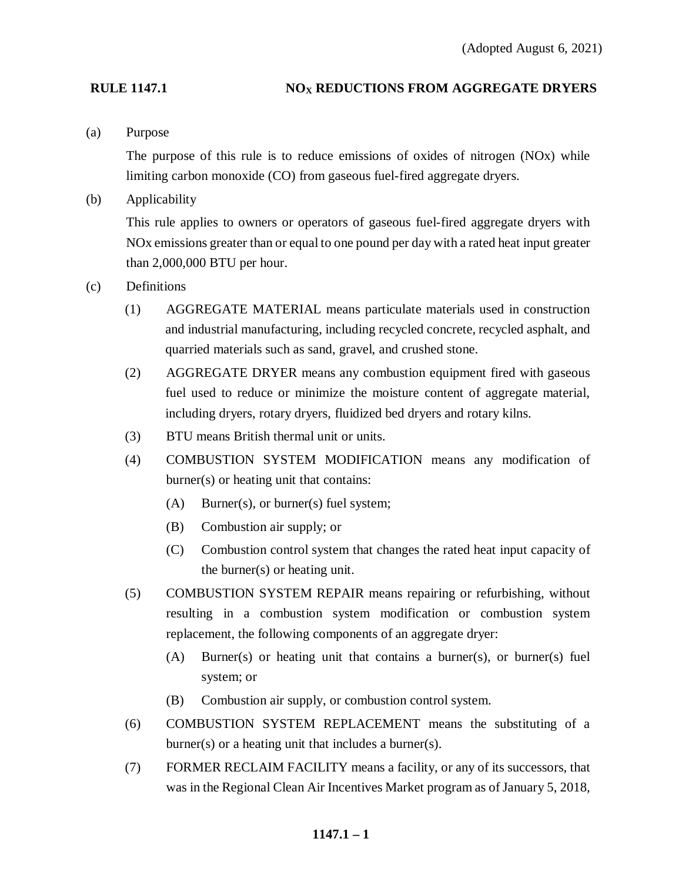(Adopted August 6, 2021)

**RULE 1147.1 NO$_X$ REDUCTIONS FROM AGGREGATE DRYERS**

(a) Purpose

The purpose of this rule is to reduce emissions of oxides of nitrogen (NOx) while limiting carbon monoxide (CO) from gaseous fuel-fired aggregate dryers.

(b) Applicability

This rule applies to owners or operators of gaseous fuel-fired aggregate dryers with NOx emissions greater than or equal to one pound per day with a rated heat input greater than 2,000,000 BTU per hour.

(c) Definitions

(1) AGGREGATE MATERIAL means particulate materials used in construction and industrial manufacturing, including recycled concrete, recycled asphalt, and quarried materials such as sand, gravel, and crushed stone.

(2) AGGREGATE DRYER means any combustion equipment fired with gaseous fuel used to reduce or minimize the moisture content of aggregate material, including dryers, rotary dryers, fluidized bed dryers and rotary kilns.

(3) BTU means British thermal unit or units.

(4) COMBUSTION SYSTEM MODIFICATION means any modification of burner(s) or heating unit that contains:

(A) Burner(s), or burner(s) fuel system;

(B) Combustion air supply; or

(C) Combustion control system that changes the rated heat input capacity of the burner(s) or heating unit.

(5) COMBUSTION SYSTEM REPAIR means repairing or refurbishing, without resulting in a combustion system modification or combustion system replacement, the following components of an aggregate dryer:

(A) Burner(s) or heating unit that contains a burner(s), or burner(s) fuel system; or

(B) Combustion air supply, or combustion control system.

(6) COMBUSTION SYSTEM REPLACEMENT means the substituting of a burner(s) or a heating unit that includes a burner(s).

(7) FORMER RECLAIM FACILITY means a facility, or any of its successors, that was in the Regional Clean Air Incentives Market program as of January 5, 2018,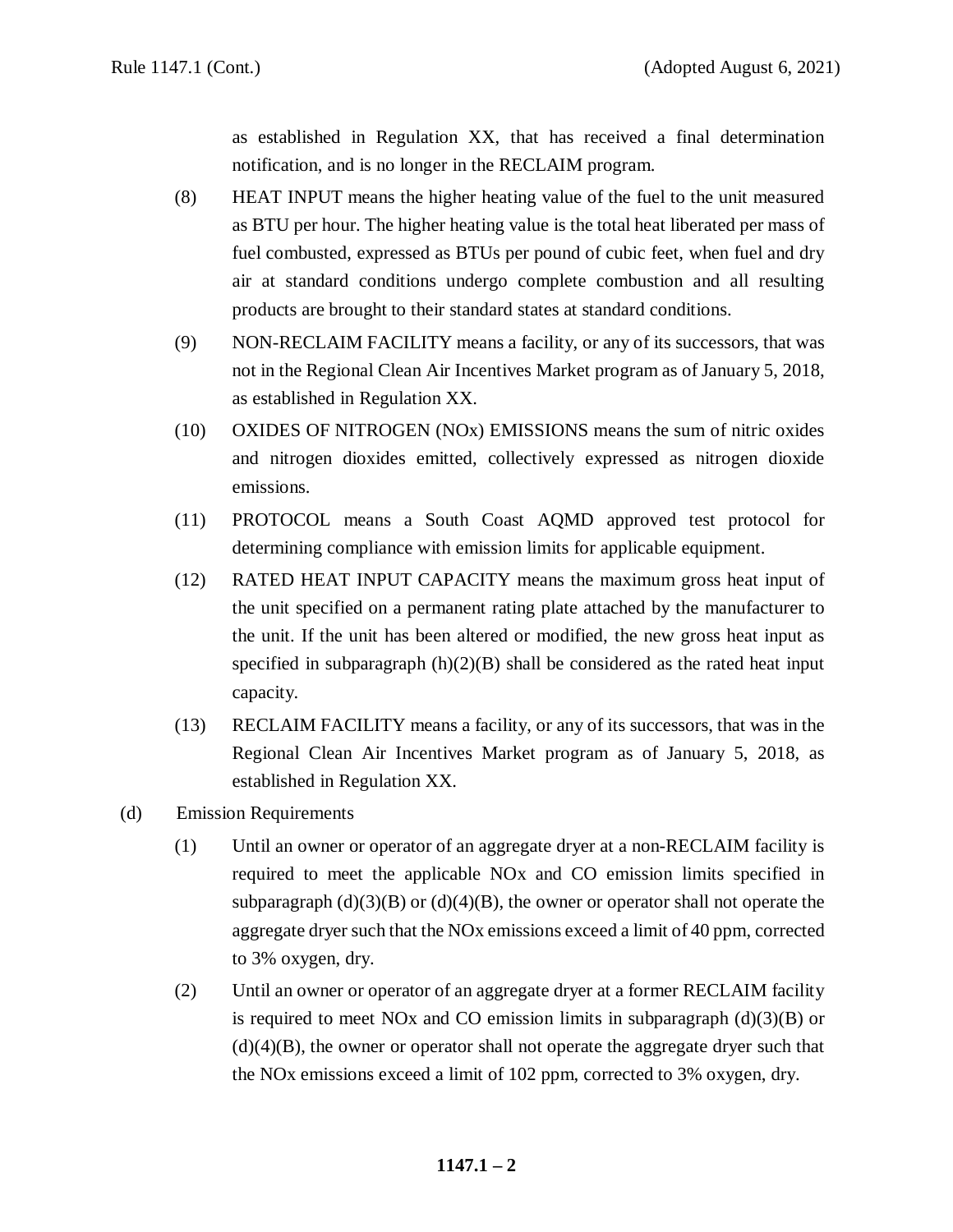as established in Regulation XX, that has received a final determination notification, and is no longer in the RECLAIM program.

(8) HEAT INPUT means the higher heating value of the fuel to the unit measured as BTU per hour. The higher heating value is the total heat liberated per mass of fuel combusted, expressed as BTUs per pound of cubic feet, when fuel and dry air at standard conditions undergo complete combustion and all resulting products are brought to their standard states at standard conditions.

(9) NON-RECLAIM FACILITY means a facility, or any of its successors, that was not in the Regional Clean Air Incentives Market program as of January 5, 2018, as established in Regulation XX.

(10) OXIDES OF NITROGEN (NOx) EMISSIONS means the sum of nitric oxides and nitrogen dioxides emitted, collectively expressed as nitrogen dioxide emissions.

(11) PROTOCOL means a South Coast AQMD approved test protocol for determining compliance with emission limits for applicable equipment.

(12) RATED HEAT INPUT CAPACITY means the maximum gross heat input of the unit specified on a permanent rating plate attached by the manufacturer to the unit. If the unit has been altered or modified, the new gross heat input as specified in subparagraph (h)(2)(B) shall be considered as the rated heat input capacity.

(13) RECLAIM FACILITY means a facility, or any of its successors, that was in the Regional Clean Air Incentives Market program as of January 5, 2018, as established in Regulation XX.

(d) Emission Requirements

(1) Until an owner or operator of an aggregate dryer at a non-RECLAIM facility is required to meet the applicable NOx and CO emission limits specified in subparagraph (d)(3)(B) or (d)(4)(B), the owner or operator shall not operate the aggregate dryer such that the NOx emissions exceed a limit of 40 ppm, corrected to 3% oxygen, dry.

(2) Until an owner or operator of an aggregate dryer at a former RECLAIM facility is required to meet NOx and CO emission limits in subparagraph (d)(3)(B) or (d)(4)(B), the owner or operator shall not operate the aggregate dryer such that the NOx emissions exceed a limit of 102 ppm, corrected to 3% oxygen, dry.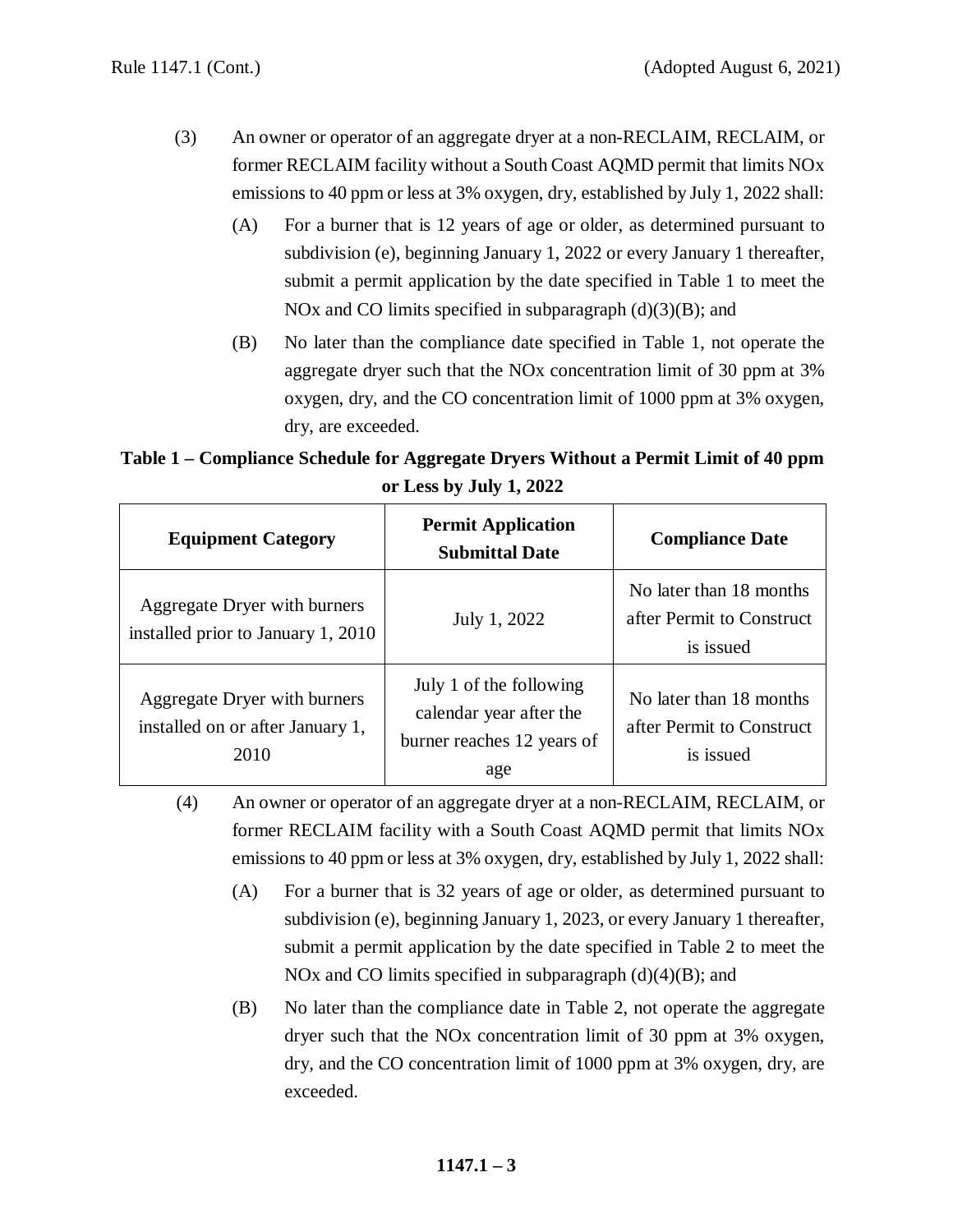(3) An owner or operator of an aggregate dryer at a non-RECLAIM, RECLAIM, or former RECLAIM facility without a South Coast AQMD permit that limits NOx emissions to 40 ppm or less at 3% oxygen, dry, established by July 1, 2022 shall:

(A) For a burner that is 12 years of age or older, as determined pursuant to subdivision (e), beginning January 1, 2022 or every January 1 thereafter, submit a permit application by the date specified in Table 1 to meet the NOx and CO limits specified in subparagraph (d)(3)(B); and

(B) No later than the compliance date specified in Table 1, not operate the aggregate dryer such that the NOx concentration limit of 30 ppm at 3% oxygen, dry, and the CO concentration limit of 1000 ppm at 3% oxygen, dry, are exceeded.

**Table 1 – Compliance Schedule for Aggregate Dryers Without a Permit Limit of 40 ppm or Less by July 1, 2022**

| Equipment Category | Permit Application Submittal Date | Compliance Date |
| --- | --- | --- |
| Aggregate Dryer with burners installed prior to January 1, 2010 | July 1, 2022 | No later than 18 months after Permit to Construct is issued |
| Aggregate Dryer with burners installed on or after January 1, 2010 | July 1 of the following calendar year after the burner reaches 12 years of age | No later than 18 months after Permit to Construct is issued |

(4) An owner or operator of an aggregate dryer at a non-RECLAIM, RECLAIM, or former RECLAIM facility with a South Coast AQMD permit that limits NOx emissions to 40 ppm or less at 3% oxygen, dry, established by July 1, 2022 shall:

(A) For a burner that is 32 years of age or older, as determined pursuant to subdivision (e), beginning January 1, 2023, or every January 1 thereafter, submit a permit application by the date specified in Table 2 to meet the NOx and CO limits specified in subparagraph (d)(4)(B); and

(B) No later than the compliance date in Table 2, not operate the aggregate dryer such that the NOx concentration limit of 30 ppm at 3% oxygen, dry, and the CO concentration limit of 1000 ppm at 3% oxygen, dry, are exceeded.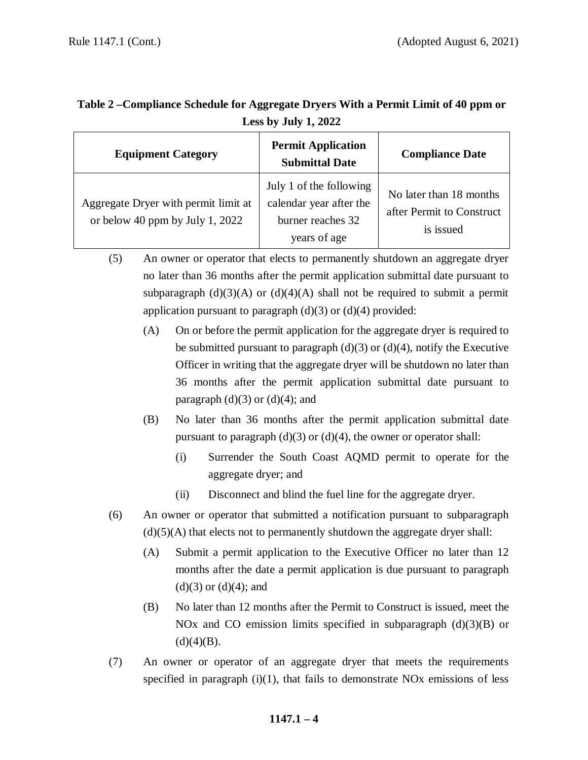**Table 2 –Compliance Schedule for Aggregate Dryers With a Permit Limit of 40 ppm or Less by July 1, 2022**

| Equipment Category | Permit Application Submittal Date | Compliance Date |
| --- | --- | --- |
| Aggregate Dryer with permit limit at or below 40 ppm by July 1, 2022 | July 1 of the following calendar year after the burner reaches 32 years of age | No later than 18 months after Permit to Construct is issued |

(5) An owner or operator that elects to permanently shutdown an aggregate dryer no later than 36 months after the permit application submittal date pursuant to subparagraph (d)(3)(A) or (d)(4)(A) shall not be required to submit a permit application pursuant to paragraph (d)(3) or (d)(4) provided:

(A) On or before the permit application for the aggregate dryer is required to be submitted pursuant to paragraph (d)(3) or (d)(4), notify the Executive Officer in writing that the aggregate dryer will be shutdown no later than 36 months after the permit application submittal date pursuant to paragraph (d)(3) or (d)(4); and

(B) No later than 36 months after the permit application submittal date pursuant to paragraph (d)(3) or (d)(4), the owner or operator shall:

(i) Surrender the South Coast AQMD permit to operate for the aggregate dryer; and

(ii) Disconnect and blind the fuel line for the aggregate dryer.

(6) An owner or operator that submitted a notification pursuant to subparagraph (d)(5)(A) that elects not to permanently shutdown the aggregate dryer shall:

(A) Submit a permit application to the Executive Officer no later than 12 months after the date a permit application is due pursuant to paragraph (d)(3) or (d)(4); and

(B) No later than 12 months after the Permit to Construct is issued, meet the NOx and CO emission limits specified in subparagraph (d)(3)(B) or (d)(4)(B).

(7) An owner or operator of an aggregate dryer that meets the requirements specified in paragraph (i)(1), that fails to demonstrate NOx emissions of less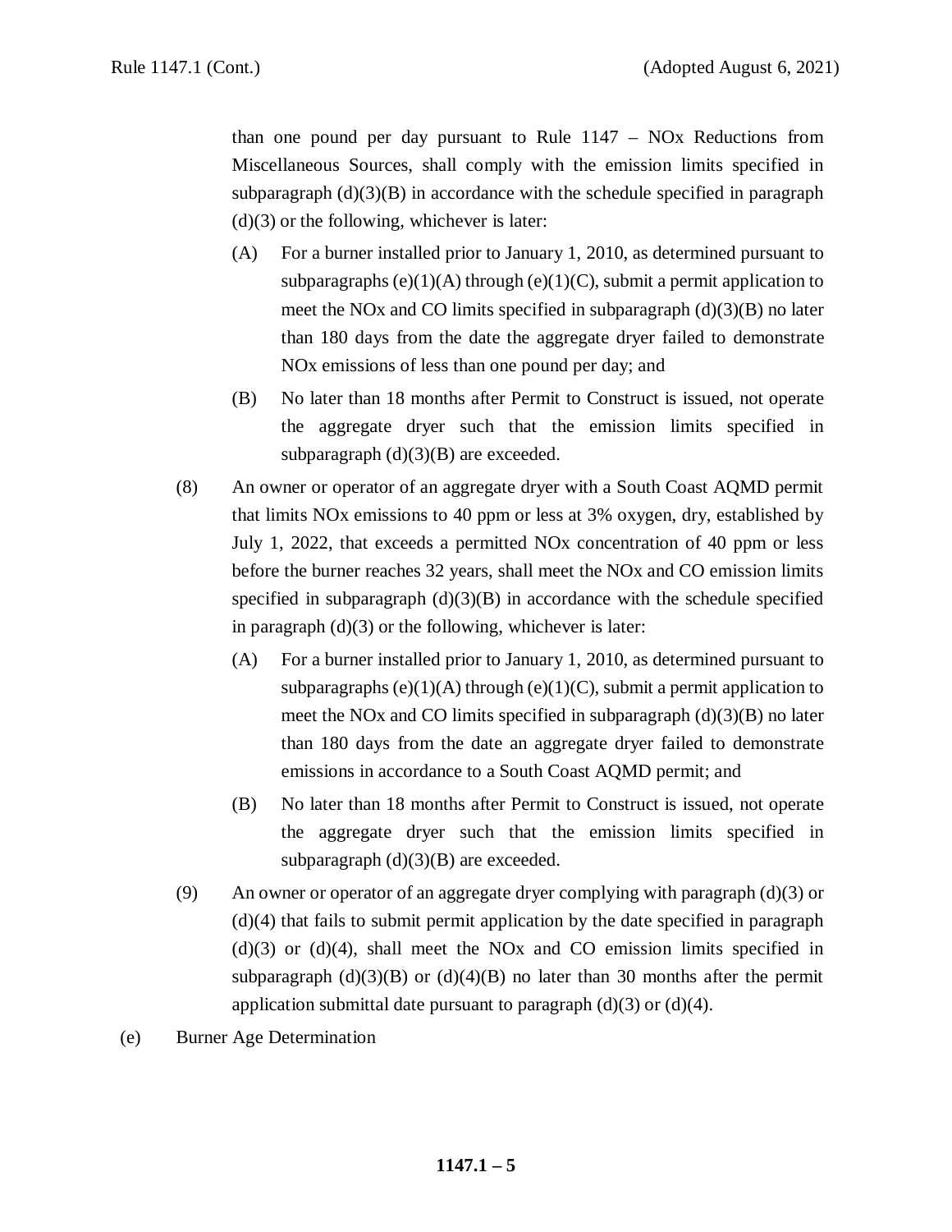than one pound per day pursuant to Rule 1147 – NOx Reductions from Miscellaneous Sources, shall comply with the emission limits specified in subparagraph (d)(3)(B) in accordance with the schedule specified in paragraph (d)(3) or the following, whichever is later:

(A) For a burner installed prior to January 1, 2010, as determined pursuant to subparagraphs (e)(1)(A) through (e)(1)(C), submit a permit application to meet the NOx and CO limits specified in subparagraph (d)(3)(B) no later than 180 days from the date the aggregate dryer failed to demonstrate NOx emissions of less than one pound per day; and

(B) No later than 18 months after Permit to Construct is issued, not operate the aggregate dryer such that the emission limits specified in subparagraph (d)(3)(B) are exceeded.

(8) An owner or operator of an aggregate dryer with a South Coast AQMD permit that limits NOx emissions to 40 ppm or less at 3% oxygen, dry, established by July 1, 2022, that exceeds a permitted NOx concentration of 40 ppm or less before the burner reaches 32 years, shall meet the NOx and CO emission limits specified in subparagraph (d)(3)(B) in accordance with the schedule specified in paragraph (d)(3) or the following, whichever is later:

(A) For a burner installed prior to January 1, 2010, as determined pursuant to subparagraphs (e)(1)(A) through (e)(1)(C), submit a permit application to meet the NOx and CO limits specified in subparagraph (d)(3)(B) no later than 180 days from the date an aggregate dryer failed to demonstrate emissions in accordance to a South Coast AQMD permit; and

(B) No later than 18 months after Permit to Construct is issued, not operate the aggregate dryer such that the emission limits specified in subparagraph (d)(3)(B) are exceeded.

(9) An owner or operator of an aggregate dryer complying with paragraph (d)(3) or (d)(4) that fails to submit permit application by the date specified in paragraph (d)(3) or (d)(4), shall meet the NOx and CO emission limits specified in subparagraph (d)(3)(B) or (d)(4)(B) no later than 30 months after the permit application submittal date pursuant to paragraph (d)(3) or (d)(4).

(e) Burner Age Determination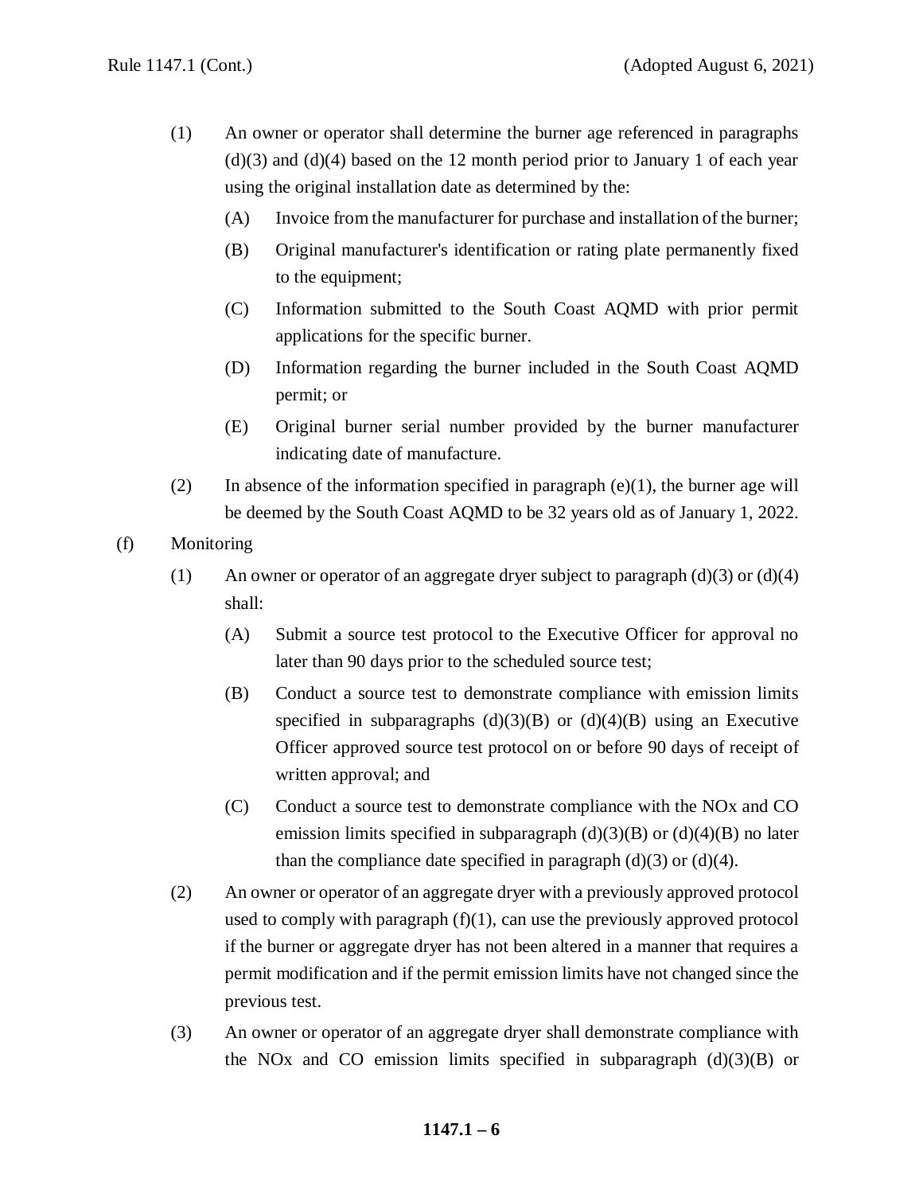(1) An owner or operator shall determine the burner age referenced in paragraphs (d)(3) and (d)(4) based on the 12 month period prior to January 1 of each year using the original installation date as determined by the:

(A) Invoice from the manufacturer for purchase and installation of the burner;

(B) Original manufacturer's identification or rating plate permanently fixed to the equipment;

(C) Information submitted to the South Coast AQMD with prior permit applications for the specific burner.

(D) Information regarding the burner included in the South Coast AQMD permit; or

(E) Original burner serial number provided by the burner manufacturer indicating date of manufacture.

(2) In absence of the information specified in paragraph (e)(1), the burner age will be deemed by the South Coast AQMD to be 32 years old as of January 1, 2022.

(f) Monitoring

(1) An owner or operator of an aggregate dryer subject to paragraph (d)(3) or (d)(4) shall:

(A) Submit a source test protocol to the Executive Officer for approval no later than 90 days prior to the scheduled source test;

(B) Conduct a source test to demonstrate compliance with emission limits specified in subparagraphs (d)(3)(B) or (d)(4)(B) using an Executive Officer approved source test protocol on or before 90 days of receipt of written approval; and

(C) Conduct a source test to demonstrate compliance with the NOx and CO emission limits specified in subparagraph (d)(3)(B) or (d)(4)(B) no later than the compliance date specified in paragraph (d)(3) or (d)(4).

(2) An owner or operator of an aggregate dryer with a previously approved protocol used to comply with paragraph (f)(1), can use the previously approved protocol if the burner or aggregate dryer has not been altered in a manner that requires a permit modification and if the permit emission limits have not changed since the previous test.

(3) An owner or operator of an aggregate dryer shall demonstrate compliance with the NOx and CO emission limits specified in subparagraph (d)(3)(B) or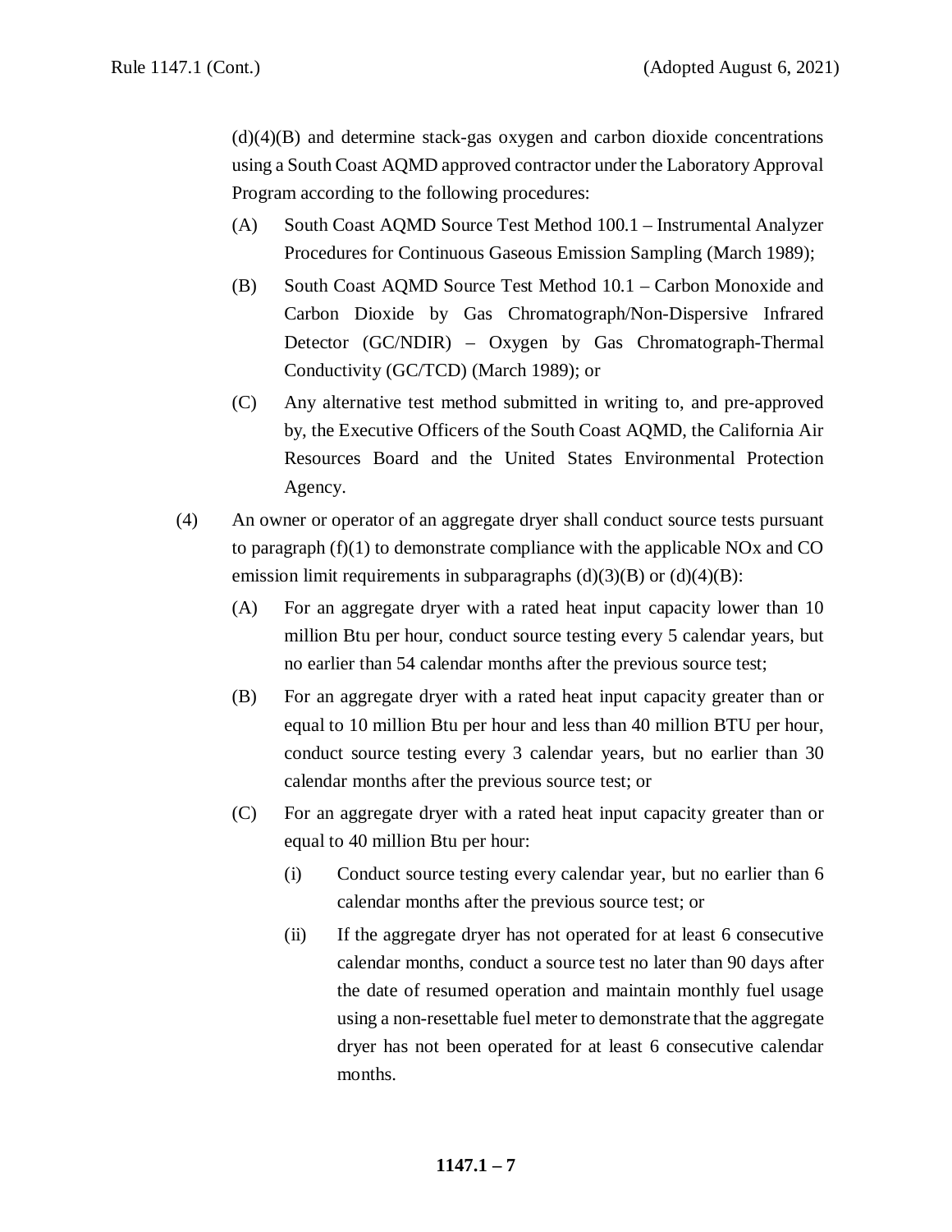(d)(4)(B) and determine stack-gas oxygen and carbon dioxide concentrations using a South Coast AQMD approved contractor under the Laboratory Approval Program according to the following procedures:

- (A) South Coast AQMD Source Test Method 100.1 – Instrumental Analyzer Procedures for Continuous Gaseous Emission Sampling (March 1989);
- (B) South Coast AQMD Source Test Method 10.1 – Carbon Monoxide and Carbon Dioxide by Gas Chromatograph/Non-Dispersive Infrared Detector (GC/NDIR) – Oxygen by Gas Chromatograph-Thermal Conductivity (GC/TCD) (March 1989); or
- (C) Any alternative test method submitted in writing to, and pre-approved by, the Executive Officers of the South Coast AQMD, the California Air Resources Board and the United States Environmental Protection Agency.

(4) An owner or operator of an aggregate dryer shall conduct source tests pursuant to paragraph (f)(1) to demonstrate compliance with the applicable NOx and CO emission limit requirements in subparagraphs (d)(3)(B) or (d)(4)(B):

- (A) For an aggregate dryer with a rated heat input capacity lower than 10 million Btu per hour, conduct source testing every 5 calendar years, but no earlier than 54 calendar months after the previous source test;
- (B) For an aggregate dryer with a rated heat input capacity greater than or equal to 10 million Btu per hour and less than 40 million BTU per hour, conduct source testing every 3 calendar years, but no earlier than 30 calendar months after the previous source test; or
- (C) For an aggregate dryer with a rated heat input capacity greater than or equal to 40 million Btu per hour:
  - (i) Conduct source testing every calendar year, but no earlier than 6 calendar months after the previous source test; or
  - (ii) If the aggregate dryer has not operated for at least 6 consecutive calendar months, conduct a source test no later than 90 days after the date of resumed operation and maintain monthly fuel usage using a non-resettable fuel meter to demonstrate that the aggregate dryer has not been operated for at least 6 consecutive calendar months.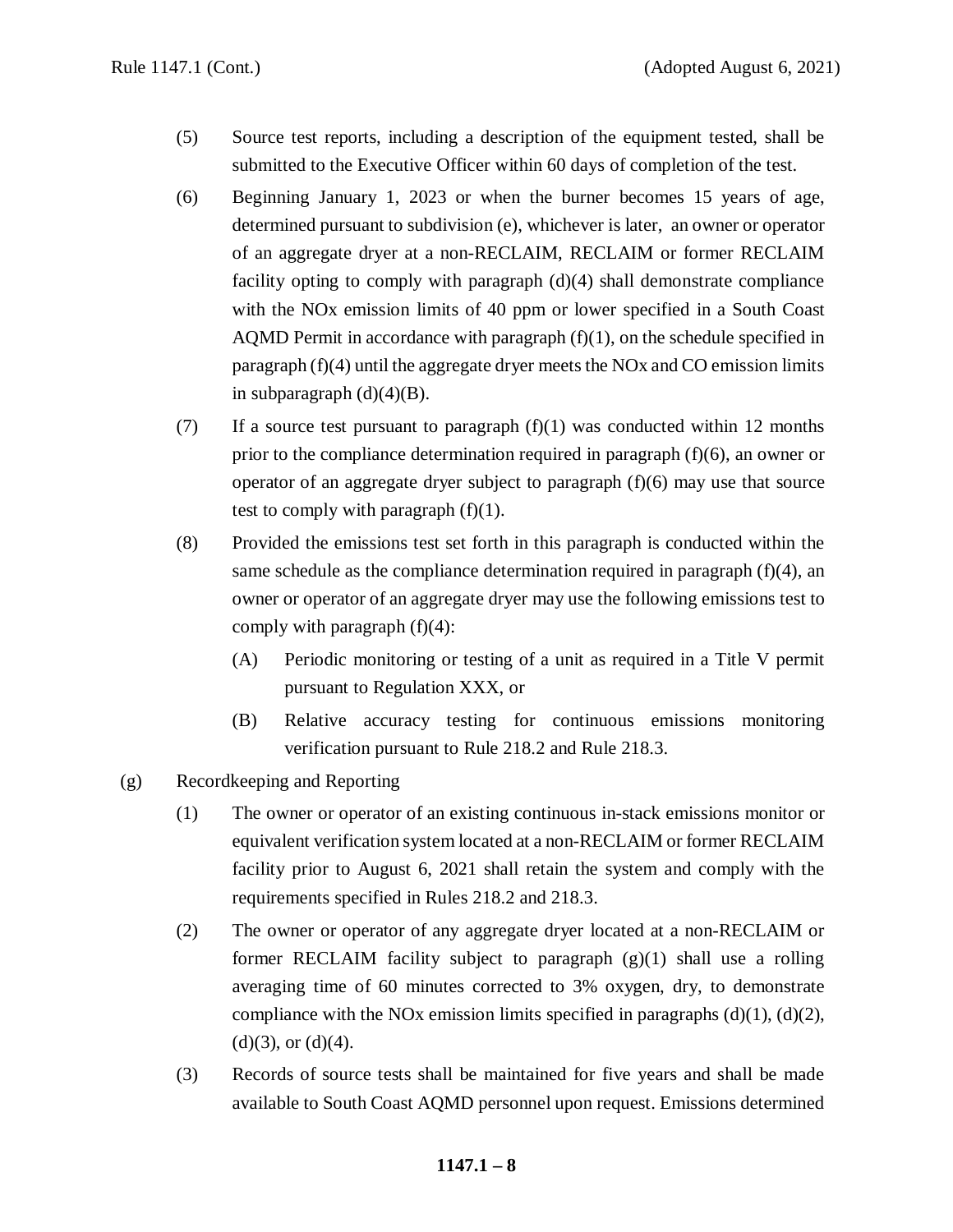(5) Source test reports, including a description of the equipment tested, shall be submitted to the Executive Officer within 60 days of completion of the test.

(6) Beginning January 1, 2023 or when the burner becomes 15 years of age, determined pursuant to subdivision (e), whichever is later, an owner or operator of an aggregate dryer at a non-RECLAIM, RECLAIM or former RECLAIM facility opting to comply with paragraph (d)(4) shall demonstrate compliance with the NOx emission limits of 40 ppm or lower specified in a South Coast AQMD Permit in accordance with paragraph (f)(1), on the schedule specified in paragraph (f)(4) until the aggregate dryer meets the NOx and CO emission limits in subparagraph (d)(4)(B).

(7) If a source test pursuant to paragraph (f)(1) was conducted within 12 months prior to the compliance determination required in paragraph (f)(6), an owner or operator of an aggregate dryer subject to paragraph (f)(6) may use that source test to comply with paragraph (f)(1).

(8) Provided the emissions test set forth in this paragraph is conducted within the same schedule as the compliance determination required in paragraph (f)(4), an owner or operator of an aggregate dryer may use the following emissions test to comply with paragraph (f)(4):

   (A) Periodic monitoring or testing of a unit as required in a Title V permit pursuant to Regulation XXX, or

   (B) Relative accuracy testing for continuous emissions monitoring verification pursuant to Rule 218.2 and Rule 218.3.

(g) Recordkeeping and Reporting

(1) The owner or operator of an existing continuous in-stack emissions monitor or equivalent verification system located at a non-RECLAIM or former RECLAIM facility prior to August 6, 2021 shall retain the system and comply with the requirements specified in Rules 218.2 and 218.3.

(2) The owner or operator of any aggregate dryer located at a non-RECLAIM or former RECLAIM facility subject to paragraph (g)(1) shall use a rolling averaging time of 60 minutes corrected to 3% oxygen, dry, to demonstrate compliance with the NOx emission limits specified in paragraphs (d)(1), (d)(2), (d)(3), or (d)(4).

(3) Records of source tests shall be maintained for five years and shall be made available to South Coast AQMD personnel upon request. Emissions determined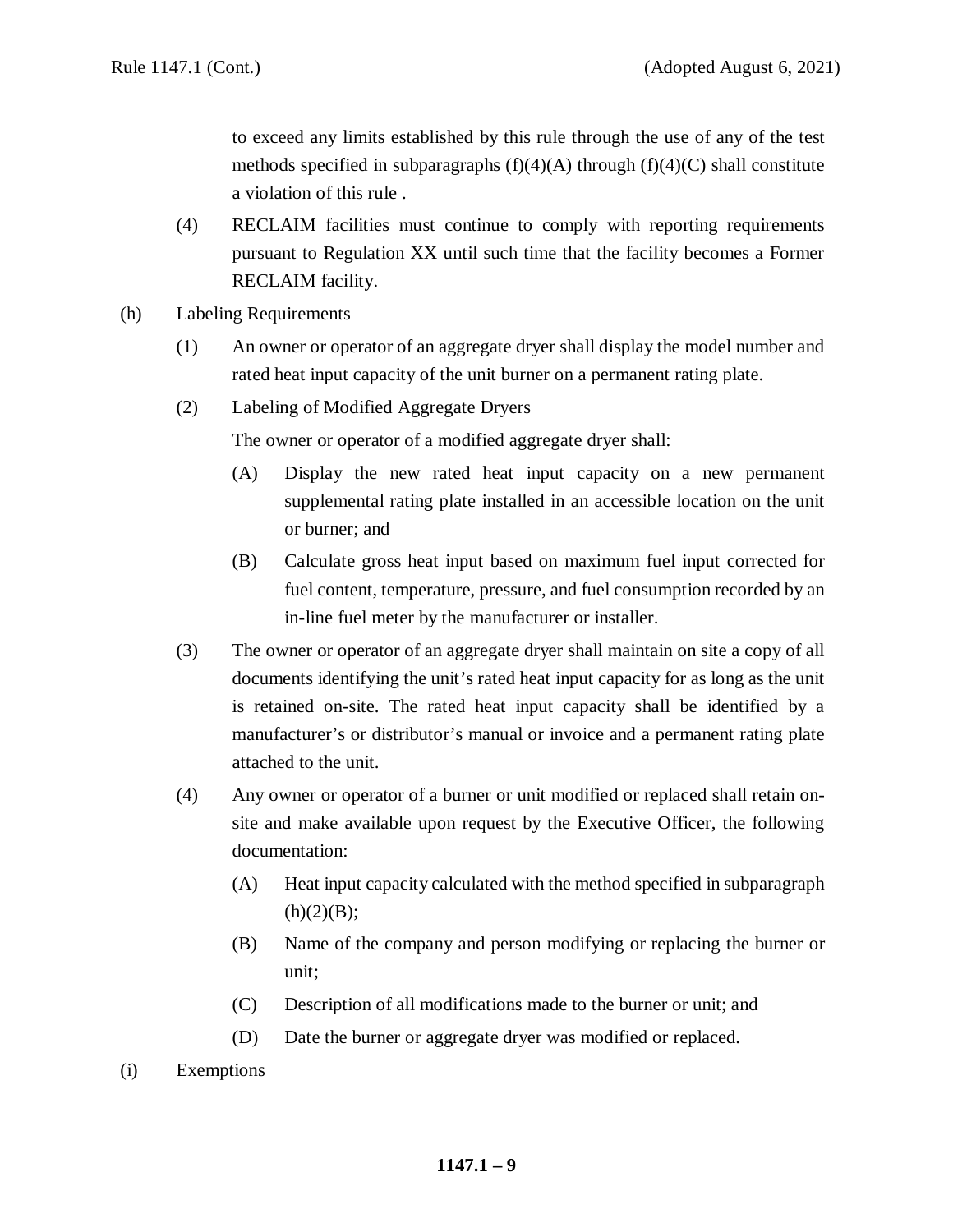to exceed any limits established by this rule through the use of any of the test methods specified in subparagraphs (f)(4)(A) through (f)(4)(C) shall constitute a violation of this rule .

(4) RECLAIM facilities must continue to comply with reporting requirements pursuant to Regulation XX until such time that the facility becomes a Former RECLAIM facility.

(h) Labeling Requirements

(1) An owner or operator of an aggregate dryer shall display the model number and rated heat input capacity of the unit burner on a permanent rating plate.

(2) Labeling of Modified Aggregate Dryers

The owner or operator of a modified aggregate dryer shall:

(A) Display the new rated heat input capacity on a new permanent supplemental rating plate installed in an accessible location on the unit or burner; and

(B) Calculate gross heat input based on maximum fuel input corrected for fuel content, temperature, pressure, and fuel consumption recorded by an in-line fuel meter by the manufacturer or installer.

(3) The owner or operator of an aggregate dryer shall maintain on site a copy of all documents identifying the unit's rated heat input capacity for as long as the unit is retained on-site. The rated heat input capacity shall be identified by a manufacturer's or distributor's manual or invoice and a permanent rating plate attached to the unit.

(4) Any owner or operator of a burner or unit modified or replaced shall retain on-site and make available upon request by the Executive Officer, the following documentation:

(A) Heat input capacity calculated with the method specified in subparagraph (h)(2)(B);

(B) Name of the company and person modifying or replacing the burner or unit;

(C) Description of all modifications made to the burner or unit; and

(D) Date the burner or aggregate dryer was modified or replaced.

(i) Exemptions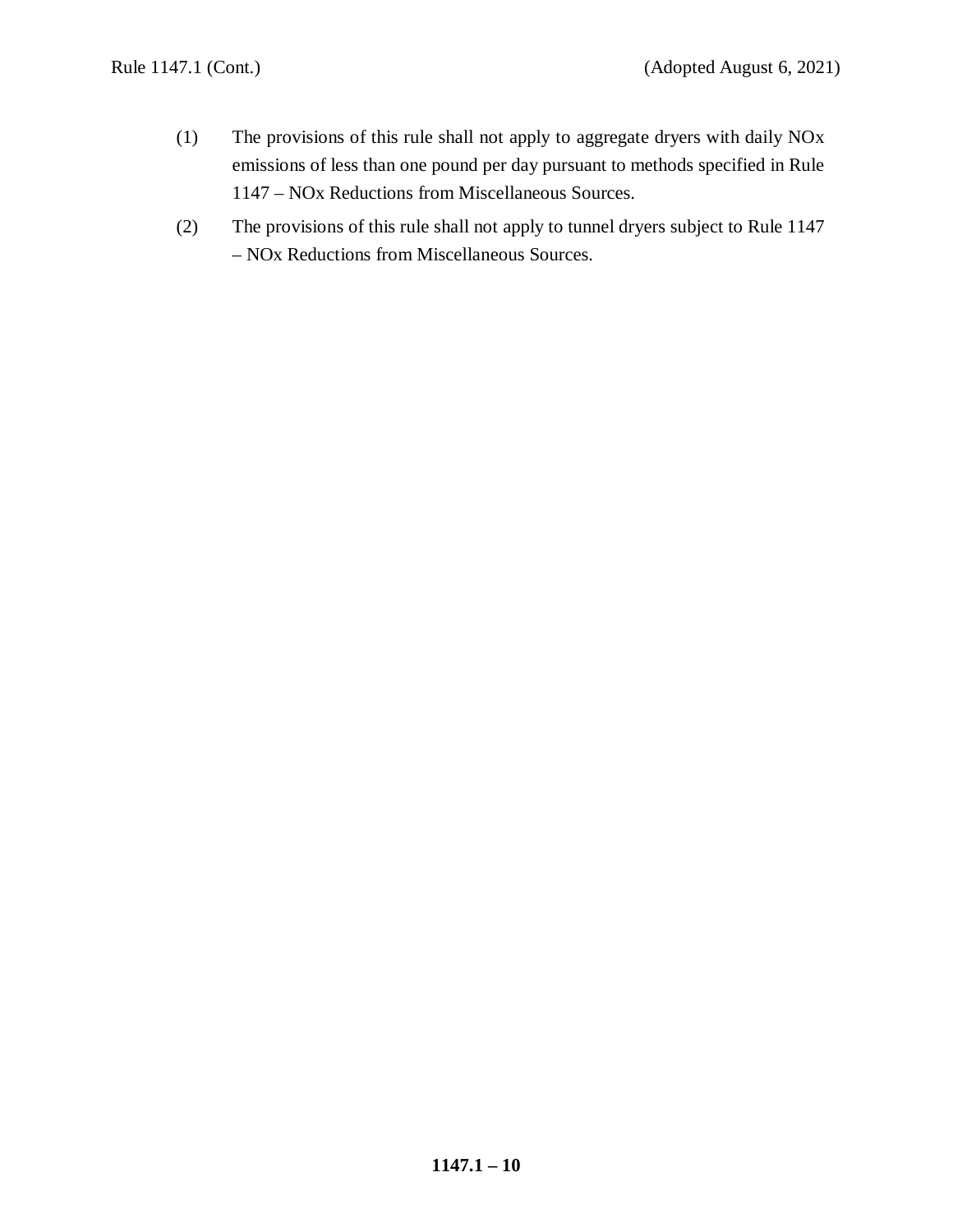(1) The provisions of this rule shall not apply to aggregate dryers with daily NOx emissions of less than one pound per day pursuant to methods specified in Rule 1147 – NOx Reductions from Miscellaneous Sources.

(2) The provisions of this rule shall not apply to tunnel dryers subject to Rule 1147 – NOx Reductions from Miscellaneous Sources.